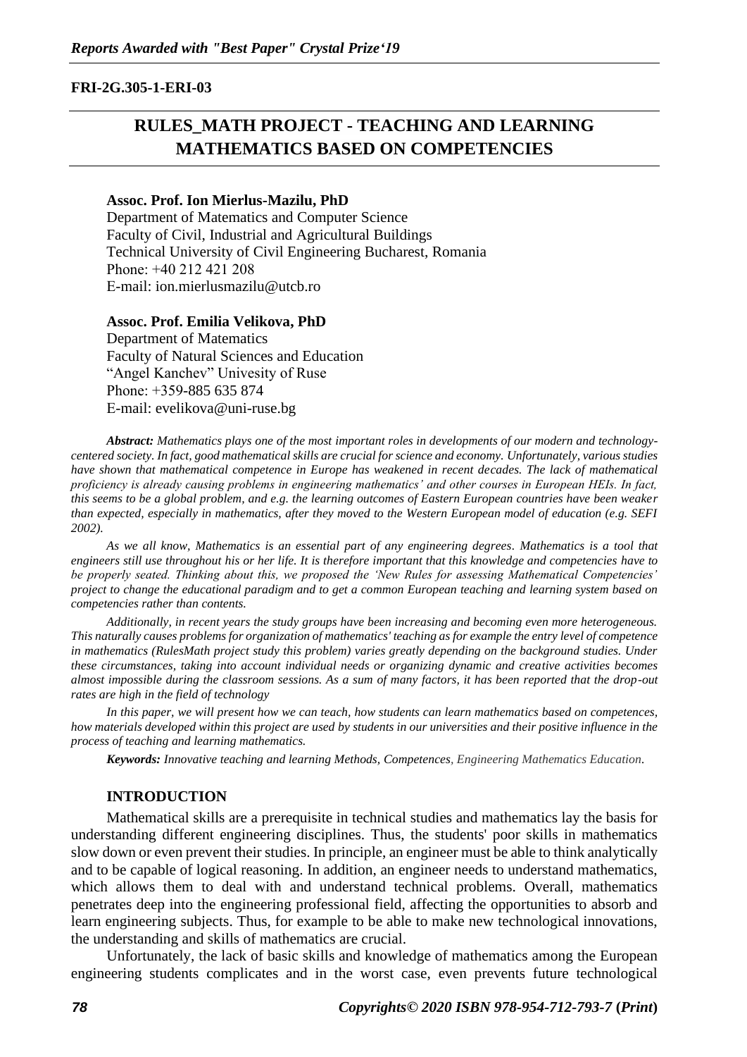**FRI-2G.305-1-ERI-03**

# RULES_MATH PROJECT - TEACHING AND LEARNING MATHEMATICS BASED ON COMPETENCIES

**Assoc. Prof. Ion Mierlus-Mazilu, PhD**
Department of Matematics and Computer Science
Faculty of Civil, Industrial and Agricultural Buildings
Technical University of Civil Engineering Bucharest, Romania
Phone: +40 212 421 208
E-mail: ion.mierlusmazilu@utcb.ro

**Assoc. Prof. Emilia Velikova, PhD**
Department of Matematics
Faculty of Natural Sciences and Education
"Angel Kanchev" Univesity of Ruse
Phone: +359-885 635 874
E-mail: evelikova@uni-ruse.bg

***Abstract:*** *Mathematics plays one of the most important roles in developments of our modern and technology-centered society. In fact, good mathematical skills are crucial for science and economy. Unfortunately, various studies have shown that mathematical competence in Europe has weakened in recent decades. The lack of mathematical proficiency is already causing problems in engineering mathematics' and other courses in European HEIs. In fact, this seems to be a global problem, and e.g. the learning outcomes of Eastern European countries have been weaker than expected, especially in mathematics, after they moved to the Western European model of education (e.g. SEFI 2002).*

*As we all know, Mathematics is an essential part of any engineering degrees. Mathematics is a tool that engineers still use throughout his or her life. It is therefore important that this knowledge and competencies have to be properly seated. Thinking about this, we proposed the 'New Rules for assessing Mathematical Competencies' project to change the educational paradigm and to get a common European teaching and learning system based on competencies rather than contents.*

*Additionally, in recent years the study groups have been increasing and becoming even more heterogeneous. This naturally causes problems for organization of mathematics' teaching as for example the entry level of competence in mathematics (RulesMath project study this problem) varies greatly depending on the background studies. Under these circumstances, taking into account individual needs or organizing dynamic and creative activities becomes almost impossible during the classroom sessions. As a sum of many factors, it has been reported that the drop-out rates are high in the field of technology*

*In this paper, we will present how we can teach, how students can learn mathematics based on competences, how materials developed within this project are used by students in our universities and their positive influence in the process of teaching and learning mathematics.*

***Keywords:*** *Innovative teaching and learning Methods, Competences, Engineering Mathematics Education.*

## INTRODUCTION

Mathematical skills are a prerequisite in technical studies and mathematics lay the basis for understanding different engineering disciplines. Thus, the students' poor skills in mathematics slow down or even prevent their studies. In principle, an engineer must be able to think analytically and to be capable of logical reasoning. In addition, an engineer needs to understand mathematics, which allows them to deal with and understand technical problems. Overall, mathematics penetrates deep into the engineering professional field, affecting the opportunities to absorb and learn engineering subjects. Thus, for example to be able to make new technological innovations, the understanding and skills of mathematics are crucial.

Unfortunately, the lack of basic skills and knowledge of mathematics among the European engineering students complicates and in the worst case, even prevents future technological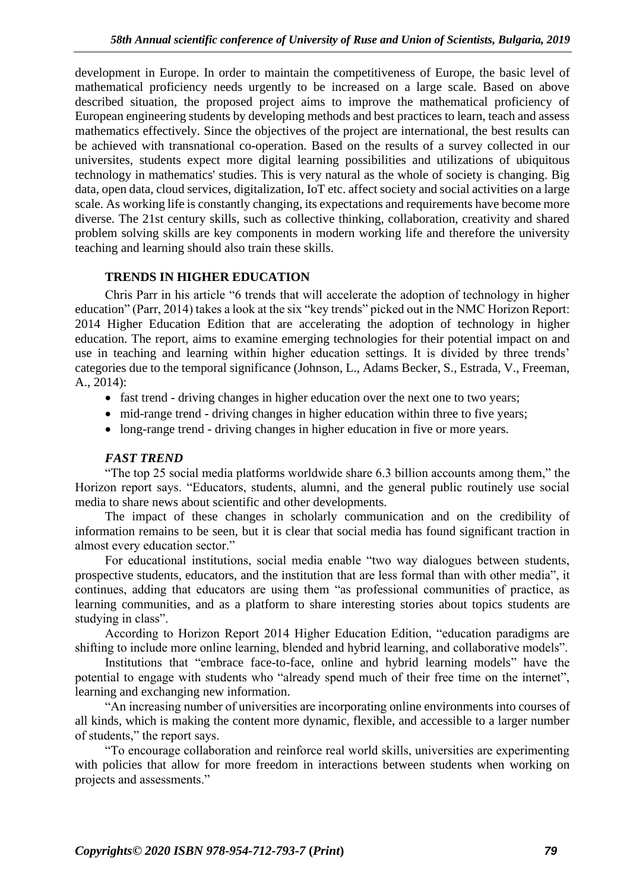development in Europe. In order to maintain the competitiveness of Europe, the basic level of mathematical proficiency needs urgently to be increased on a large scale. Based on above described situation, the proposed project aims to improve the mathematical proficiency of European engineering students by developing methods and best practices to learn, teach and assess mathematics effectively. Since the objectives of the project are international, the best results can be achieved with transnational co-operation. Based on the results of a survey collected in our universites, students expect more digital learning possibilities and utilizations of ubiquitous technology in mathematics' studies. This is very natural as the whole of society is changing. Big data, open data, cloud services, digitalization, IoT etc. affect society and social activities on a large scale. As working life is constantly changing, its expectations and requirements have become more diverse. The 21st century skills, such as collective thinking, collaboration, creativity and shared problem solving skills are key components in modern working life and therefore the university teaching and learning should also train these skills.

## TRENDS IN HIGHER EDUCATION

Chris Parr in his article "6 trends that will accelerate the adoption of technology in higher education" (Parr, 2014) takes a look at the six "key trends" picked out in the NMC Horizon Report: 2014 Higher Education Edition that are accelerating the adoption of technology in higher education. The report, aims to examine emerging technologies for their potential impact on and use in teaching and learning within higher education settings. It is divided by three trends' categories due to the temporal significance (Johnson, L., Adams Becker, S., Estrada, V., Freeman, A., 2014):

- fast trend - driving changes in higher education over the next one to two years;
- mid-range trend - driving changes in higher education within three to five years;
- long-range trend - driving changes in higher education in five or more years.

### *FAST TREND*

"The top 25 social media platforms worldwide share 6.3 billion accounts among them," the Horizon report says. "Educators, students, alumni, and the general public routinely use social media to share news about scientific and other developments.

The impact of these changes in scholarly communication and on the credibility of information remains to be seen, but it is clear that social media has found significant traction in almost every education sector."

For educational institutions, social media enable "two way dialogues between students, prospective students, educators, and the institution that are less formal than with other media", it continues, adding that educators are using them "as professional communities of practice, as learning communities, and as a platform to share interesting stories about topics students are studying in class".

According to Horizon Report 2014 Higher Education Edition, "education paradigms are shifting to include more online learning, blended and hybrid learning, and collaborative models".

Institutions that "embrace face-to-face, online and hybrid learning models" have the potential to engage with students who "already spend much of their free time on the internet", learning and exchanging new information.

"An increasing number of universities are incorporating online environments into courses of all kinds, which is making the content more dynamic, flexible, and accessible to a larger number of students," the report says.

"To encourage collaboration and reinforce real world skills, universities are experimenting with policies that allow for more freedom in interactions between students when working on projects and assessments."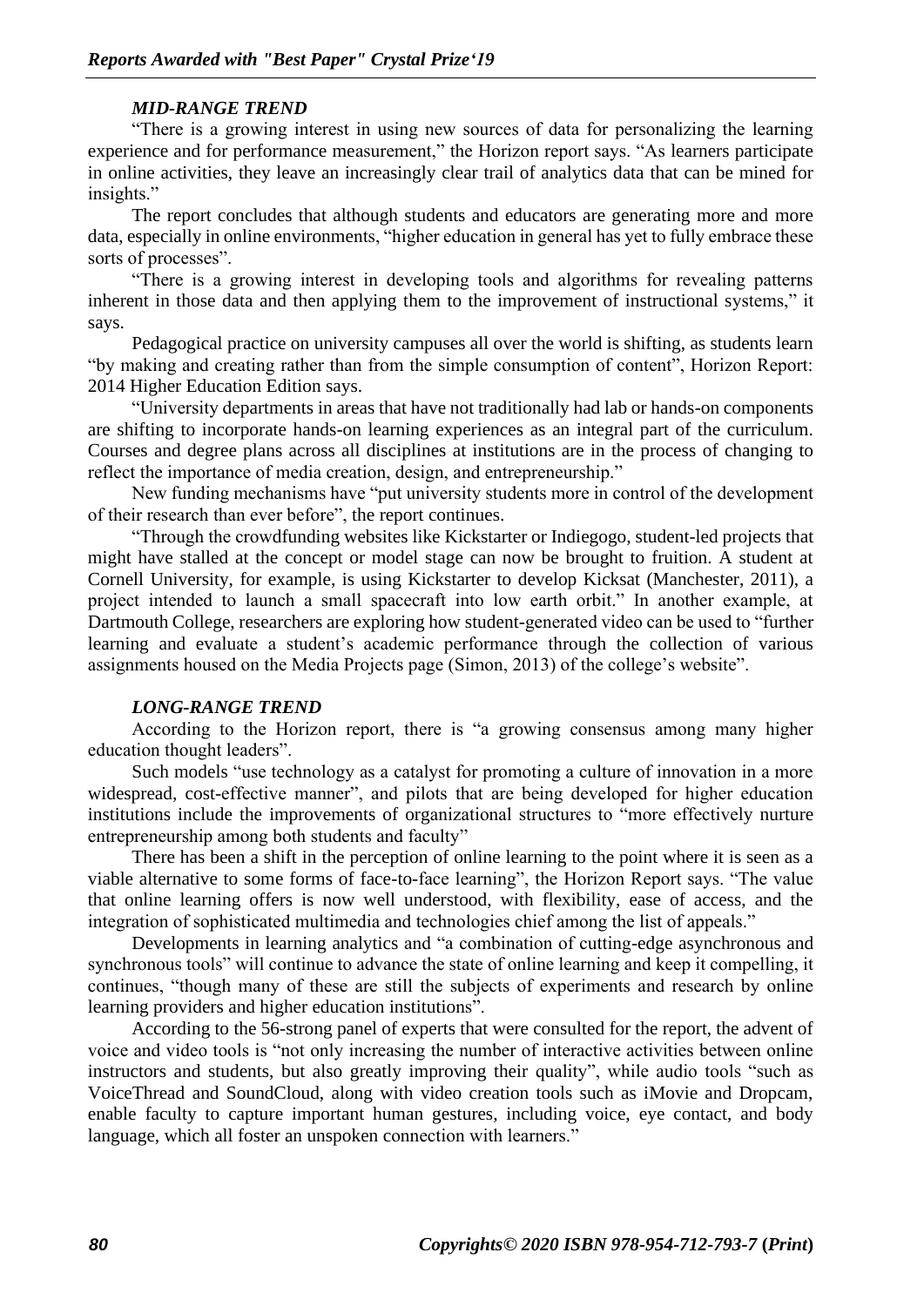### *MID-RANGE TREND*

"There is a growing interest in using new sources of data for personalizing the learning experience and for performance measurement," the Horizon report says. "As learners participate in online activities, they leave an increasingly clear trail of analytics data that can be mined for insights."

The report concludes that although students and educators are generating more and more data, especially in online environments, "higher education in general has yet to fully embrace these sorts of processes".

"There is a growing interest in developing tools and algorithms for revealing patterns inherent in those data and then applying them to the improvement of instructional systems," it says.

Pedagogical practice on university campuses all over the world is shifting, as students learn "by making and creating rather than from the simple consumption of content", Horizon Report: 2014 Higher Education Edition says.

"University departments in areas that have not traditionally had lab or hands-on components are shifting to incorporate hands-on learning experiences as an integral part of the curriculum. Courses and degree plans across all disciplines at institutions are in the process of changing to reflect the importance of media creation, design, and entrepreneurship."

New funding mechanisms have "put university students more in control of the development of their research than ever before", the report continues.

"Through the crowdfunding websites like Kickstarter or Indiegogo, student-led projects that might have stalled at the concept or model stage can now be brought to fruition. A student at Cornell University, for example, is using Kickstarter to develop Kicksat (Manchester, 2011), a project intended to launch a small spacecraft into low earth orbit." In another example, at Dartmouth College, researchers are exploring how student-generated video can be used to "further learning and evaluate a student's academic performance through the collection of various assignments housed on the Media Projects page (Simon, 2013) of the college's website".

### *LONG-RANGE TREND*

According to the Horizon report, there is "a growing consensus among many higher education thought leaders".

Such models "use technology as a catalyst for promoting a culture of innovation in a more widespread, cost-effective manner", and pilots that are being developed for higher education institutions include the improvements of organizational structures to "more effectively nurture entrepreneurship among both students and faculty"

There has been a shift in the perception of online learning to the point where it is seen as a viable alternative to some forms of face-to-face learning", the Horizon Report says. "The value that online learning offers is now well understood, with flexibility, ease of access, and the integration of sophisticated multimedia and technologies chief among the list of appeals."

Developments in learning analytics and "a combination of cutting-edge asynchronous and synchronous tools" will continue to advance the state of online learning and keep it compelling, it continues, "though many of these are still the subjects of experiments and research by online learning providers and higher education institutions".

According to the 56-strong panel of experts that were consulted for the report, the advent of voice and video tools is "not only increasing the number of interactive activities between online instructors and students, but also greatly improving their quality", while audio tools "such as VoiceThread and SoundCloud, along with video creation tools such as iMovie and Dropcam, enable faculty to capture important human gestures, including voice, eye contact, and body language, which all foster an unspoken connection with learners."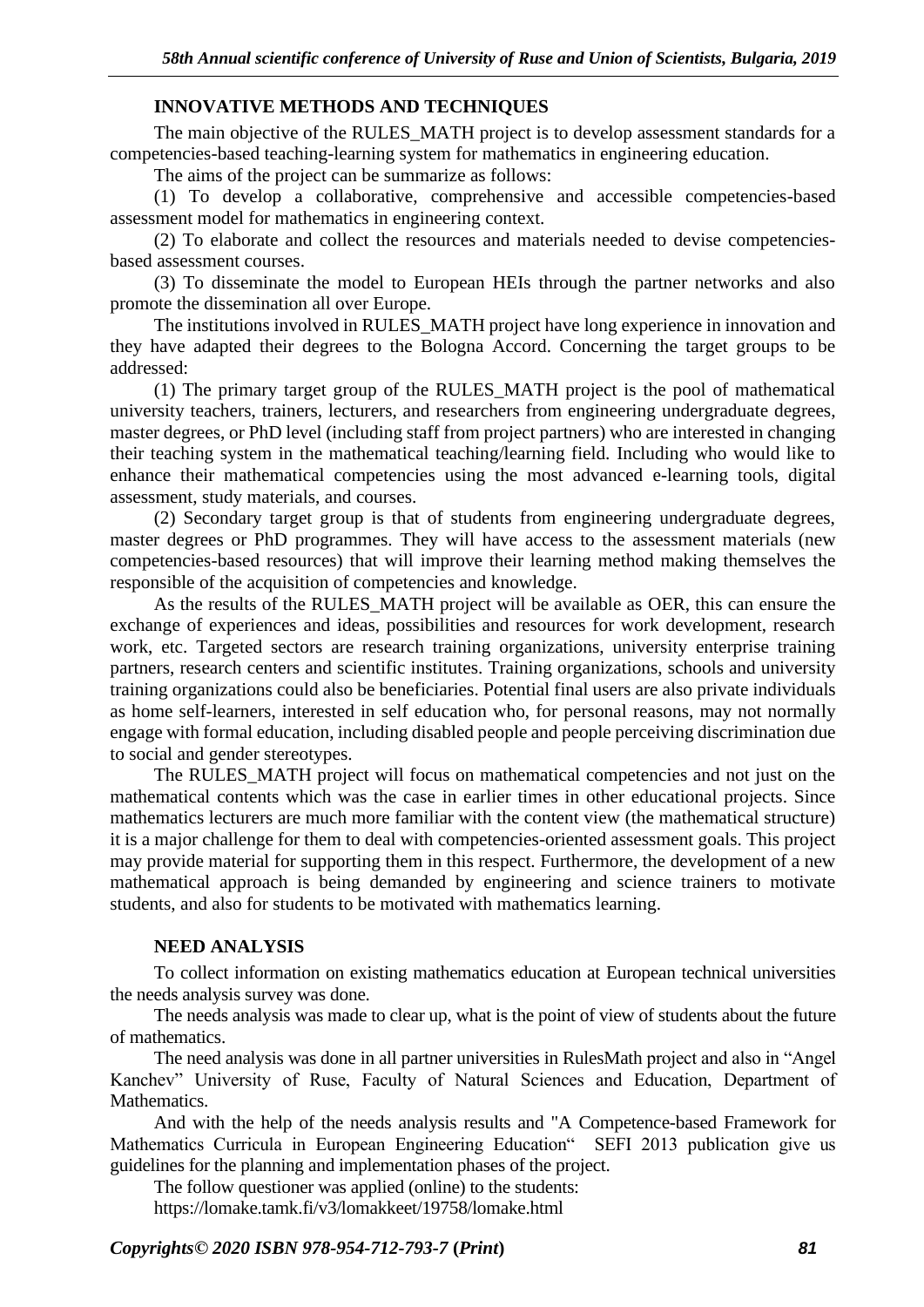## INNOVATIVE METHODS AND TECHNIQUES

The main objective of the RULES_MATH project is to develop assessment standards for a competencies-based teaching-learning system for mathematics in engineering education.

The aims of the project can be summarize as follows:

(1) To develop a collaborative, comprehensive and accessible competencies-based assessment model for mathematics in engineering context.

(2) To elaborate and collect the resources and materials needed to devise competencies-based assessment courses.

(3) To disseminate the model to European HEIs through the partner networks and also promote the dissemination all over Europe.

The institutions involved in RULES_MATH project have long experience in innovation and they have adapted their degrees to the Bologna Accord. Concerning the target groups to be addressed:

(1) The primary target group of the RULES_MATH project is the pool of mathematical university teachers, trainers, lecturers, and researchers from engineering undergraduate degrees, master degrees, or PhD level (including staff from project partners) who are interested in changing their teaching system in the mathematical teaching/learning field. Including who would like to enhance their mathematical competencies using the most advanced e-learning tools, digital assessment, study materials, and courses.

(2) Secondary target group is that of students from engineering undergraduate degrees, master degrees or PhD programmes. They will have access to the assessment materials (new competencies-based resources) that will improve their learning method making themselves the responsible of the acquisition of competencies and knowledge.

As the results of the RULES_MATH project will be available as OER, this can ensure the exchange of experiences and ideas, possibilities and resources for work development, research work, etc. Targeted sectors are research training organizations, university enterprise training partners, research centers and scientific institutes. Training organizations, schools and university training organizations could also be beneficiaries. Potential final users are also private individuals as home self-learners, interested in self education who, for personal reasons, may not normally engage with formal education, including disabled people and people perceiving discrimination due to social and gender stereotypes.

The RULES_MATH project will focus on mathematical competencies and not just on the mathematical contents which was the case in earlier times in other educational projects. Since mathematics lecturers are much more familiar with the content view (the mathematical structure) it is a major challenge for them to deal with competencies-oriented assessment goals. This project may provide material for supporting them in this respect. Furthermore, the development of a new mathematical approach is being demanded by engineering and science trainers to motivate students, and also for students to be motivated with mathematics learning.

## NEED ANALYSIS

To collect information on existing mathematics education at European technical universities the needs analysis survey was done.

The needs analysis was made to clear up, what is the point of view of students about the future of mathematics.

The need analysis was done in all partner universities in RulesMath project and also in "Angel Kanchev" University of Ruse, Faculty of Natural Sciences and Education, Department of Mathematics.

And with the help of the needs analysis results and "A Competence-based Framework for Mathematics Curricula in European Engineering Education" SEFI 2013 publication give us guidelines for the planning and implementation phases of the project.

The follow questioner was applied (online) to the students:

https://lomake.tamk.fi/v3/lomakkeet/19758/lomake.html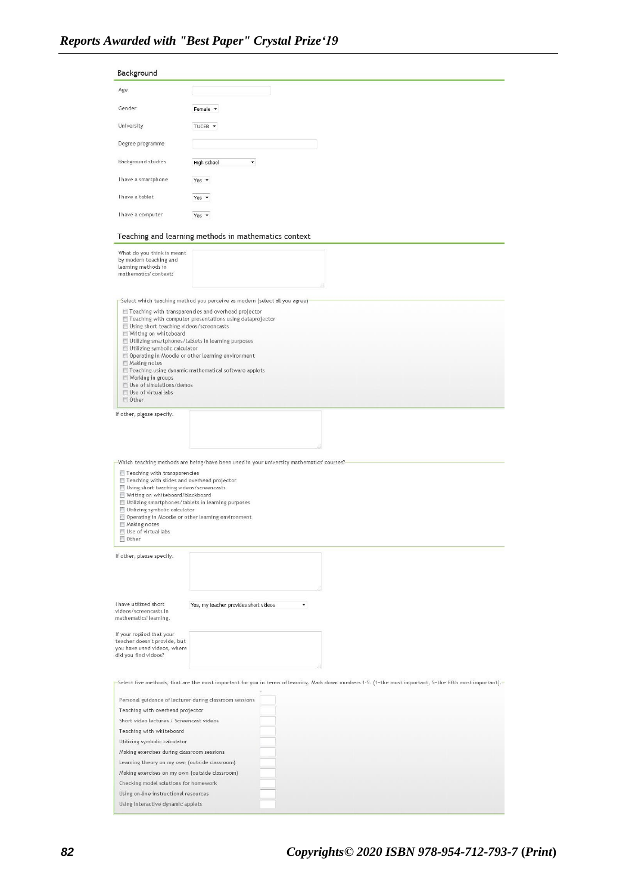## Background

| | |
|---|---|
| Age | |
| Gender | Female |
| University | TUCEB |
| Degree programme | |
| Background studies | High school |
| I have a smartphone | Yes |
| I have a tablet | Yes |
| I have a computer | Yes |

## Teaching and learning methods in mathematics context

What do you think is meant by modern teaching and learning methods in mathematics' context?

Select which teaching method you perceive as modern (select all you agree)

- Teaching with transparencies and overhead projector
- Teaching with computer presentations using dataprojector
- Using short teaching videos/screencasts
- Writing on whiteboard
- Utilizing smartphones/tablets in learning purposes
- Utilizing symbolic calculator
- Operating in Moodle or other learning environment
- Making notes
- Teaching using dynamic mathematical software applets
- Working in groups
- Use of simulations/demos
- Use of virtual labs
- Other

If other, please specify.

Which teaching methods are being/have been used in your university mathematics' courses?

- Teaching with transparencies
- Teaching with slides and overhead projector
- Using short teaching videos/screencasts
- Writing on whiteboard/blackboard
- Utilizing smartphones/tablets in learning purposes
- Utilizing symbolic calculator
- Operating in Moodle or other learning environment
- Making notes
- Use of virtual labs
- Other

If other, please specify.

I have utilized short videos/screencasts in mathematics' learning. — Yes, my teacher provides short videos

If your replied that your teacher doesn't provide, but you have used videos, where did you find videos?

Select five methods, that are the most important for you in terms of learning. Mark down numbers 1-5. (1=the most important, 5=the fifth most important).

- Personal guidance of lecturer during classroom sessions
- Teaching with overhead projector
- Short video lectures / Screencast videos
- Teaching with whiteboard
- Utilizing symbolic calculator
- Making exercises during classroom sessions
- Learning theory on my own (outside classroom)
- Making exercises on my own (outside classroom)
- Checking model solutions for homework
- Using on-line instructional resources
- Using interactive dynamic applets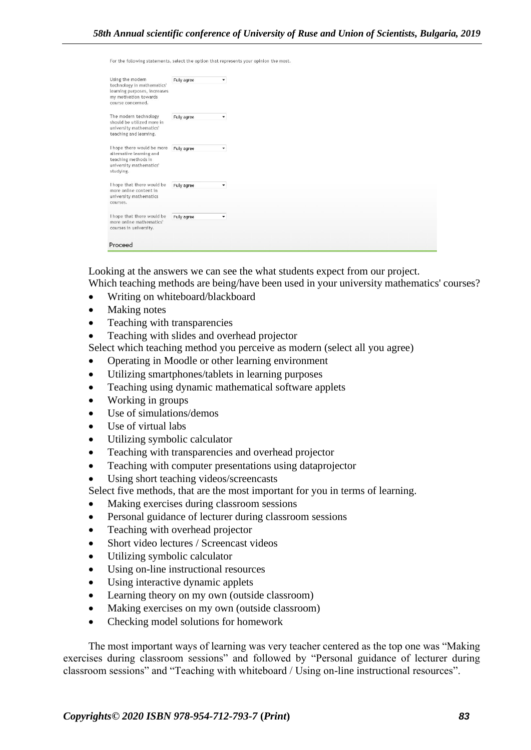For the following statements, select the option that represents your opinion the most.

| | |
|---|---|
| Using the modern technology in mathematics' learning purposes, increases my motivation towards course concerned. | Fully agree |
| The modern technology should be utilized more in university mathematics' teaching and learning. | Fully agree |
| I hope there would be more alternative learning and teaching methods in university mathematics' studying. | Fully agree |
| I hope that there would be more online content in university mathematics courses. | Fully agree |
| I hope that there would be more online mathematics' courses in university. | Fully agree |

Proceed

Looking at the answers we can see the what students expect from our project.

Which teaching methods are being/have been used in your university mathematics' courses?

- Writing on whiteboard/blackboard
- Making notes
- Teaching with transparencies
- Teaching with slides and overhead projector

Select which teaching method you perceive as modern (select all you agree)

- Operating in Moodle or other learning environment
- Utilizing smartphones/tablets in learning purposes
- Teaching using dynamic mathematical software applets
- Working in groups
- Use of simulations/demos
- Use of virtual labs
- Utilizing symbolic calculator
- Teaching with transparencies and overhead projector
- Teaching with computer presentations using dataprojector
- Using short teaching videos/screencasts

Select five methods, that are the most important for you in terms of learning.

- Making exercises during classroom sessions
- Personal guidance of lecturer during classroom sessions
- Teaching with overhead projector
- Short video lectures / Screencast videos
- Utilizing symbolic calculator
- Using on-line instructional resources
- Using interactive dynamic applets
- Learning theory on my own (outside classroom)
- Making exercises on my own (outside classroom)
- Checking model solutions for homework

The most important ways of learning was very teacher centered as the top one was "Making exercises during classroom sessions" and followed by "Personal guidance of lecturer during classroom sessions" and "Teaching with whiteboard / Using on-line instructional resources".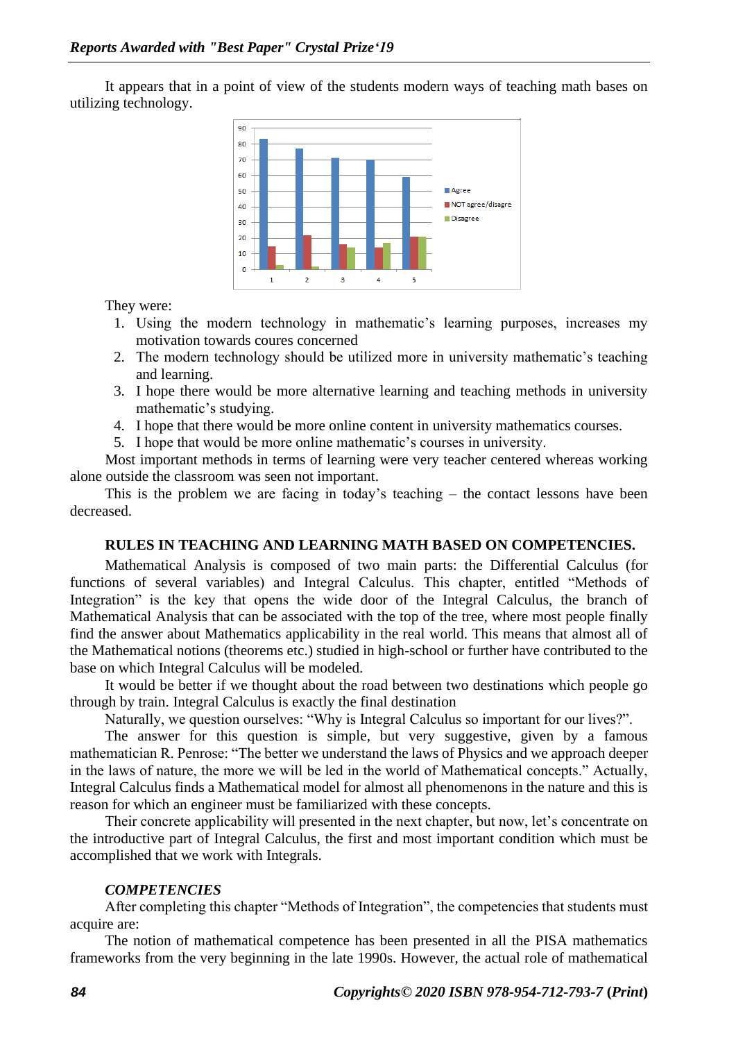It appears that in a point of view of the students modern ways of teaching math bases on utilizing technology.

They were:

1. Using the modern technology in mathematic's learning purposes, increases my motivation towards coures concerned
2. The modern technology should be utilized more in university mathematic's teaching and learning.
3. I hope there would be more alternative learning and teaching methods in university mathematic's studying.
4. I hope that there would be more online content in university mathematics courses.
5. I hope that would be more online mathematic's courses in university.

Most important methods in terms of learning were very teacher centered whereas working alone outside the classroom was seen not important.

This is the problem we are facing in today's teaching – the contact lessons have been decreased.

## RULES IN TEACHING AND LEARNING MATH BASED ON COMPETENCIES.

Mathematical Analysis is composed of two main parts: the Differential Calculus (for functions of several variables) and Integral Calculus. This chapter, entitled "Methods of Integration" is the key that opens the wide door of the Integral Calculus, the branch of Mathematical Analysis that can be associated with the top of the tree, where most people finally find the answer about Mathematics applicability in the real world. This means that almost all of the Mathematical notions (theorems etc.) studied in high-school or further have contributed to the base on which Integral Calculus will be modeled.

It would be better if we thought about the road between two destinations which people go through by train. Integral Calculus is exactly the final destination

Naturally, we question ourselves: "Why is Integral Calculus so important for our lives?".

The answer for this question is simple, but very suggestive, given by a famous mathematician R. Penrose: "The better we understand the laws of Physics and we approach deeper in the laws of nature, the more we will be led in the world of Mathematical concepts." Actually, Integral Calculus finds a Mathematical model for almost all phenomenons in the nature and this is reason for which an engineer must be familiarized with these concepts.

Their concrete applicability will presented in the next chapter, but now, let's concentrate on the introductive part of Integral Calculus, the first and most important condition which must be accomplished that we work with Integrals.

### *COMPETENCIES*

After completing this chapter "Methods of Integration", the competencies that students must acquire are:

The notion of mathematical competence has been presented in all the PISA mathematics frameworks from the very beginning in the late 1990s. However, the actual role of mathematical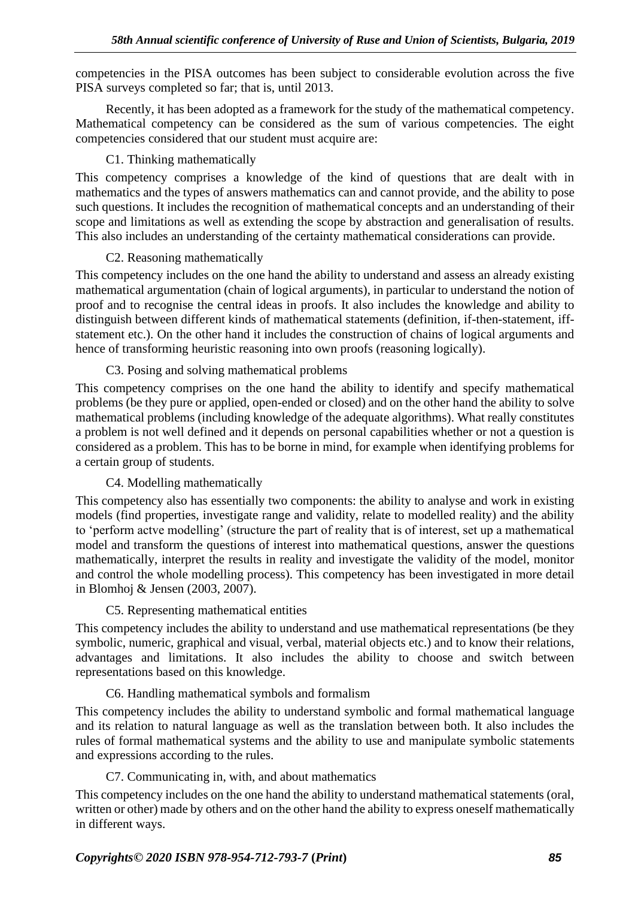competencies in the PISA outcomes has been subject to considerable evolution across the five PISA surveys completed so far; that is, until 2013.

Recently, it has been adopted as a framework for the study of the mathematical competency. Mathematical competency can be considered as the sum of various competencies. The eight competencies considered that our student must acquire are:

C1. Thinking mathematically

This competency comprises a knowledge of the kind of questions that are dealt with in mathematics and the types of answers mathematics can and cannot provide, and the ability to pose such questions. It includes the recognition of mathematical concepts and an understanding of their scope and limitations as well as extending the scope by abstraction and generalisation of results. This also includes an understanding of the certainty mathematical considerations can provide.

C2. Reasoning mathematically

This competency includes on the one hand the ability to understand and assess an already existing mathematical argumentation (chain of logical arguments), in particular to understand the notion of proof and to recognise the central ideas in proofs. It also includes the knowledge and ability to distinguish between different kinds of mathematical statements (definition, if-then-statement, iff-statement etc.). On the other hand it includes the construction of chains of logical arguments and hence of transforming heuristic reasoning into own proofs (reasoning logically).

C3. Posing and solving mathematical problems

This competency comprises on the one hand the ability to identify and specify mathematical problems (be they pure or applied, open-ended or closed) and on the other hand the ability to solve mathematical problems (including knowledge of the adequate algorithms). What really constitutes a problem is not well defined and it depends on personal capabilities whether or not a question is considered as a problem. This has to be borne in mind, for example when identifying problems for a certain group of students.

C4. Modelling mathematically

This competency also has essentially two components: the ability to analyse and work in existing models (find properties, investigate range and validity, relate to modelled reality) and the ability to 'perform actve modelling' (structure the part of reality that is of interest, set up a mathematical model and transform the questions of interest into mathematical questions, answer the questions mathematically, interpret the results in reality and investigate the validity of the model, monitor and control the whole modelling process). This competency has been investigated in more detail in Blomhoj & Jensen (2003, 2007).

C5. Representing mathematical entities

This competency includes the ability to understand and use mathematical representations (be they symbolic, numeric, graphical and visual, verbal, material objects etc.) and to know their relations, advantages and limitations. It also includes the ability to choose and switch between representations based on this knowledge.

C6. Handling mathematical symbols and formalism

This competency includes the ability to understand symbolic and formal mathematical language and its relation to natural language as well as the translation between both. It also includes the rules of formal mathematical systems and the ability to use and manipulate symbolic statements and expressions according to the rules.

C7. Communicating in, with, and about mathematics

This competency includes on the one hand the ability to understand mathematical statements (oral, written or other) made by others and on the other hand the ability to express oneself mathematically in different ways.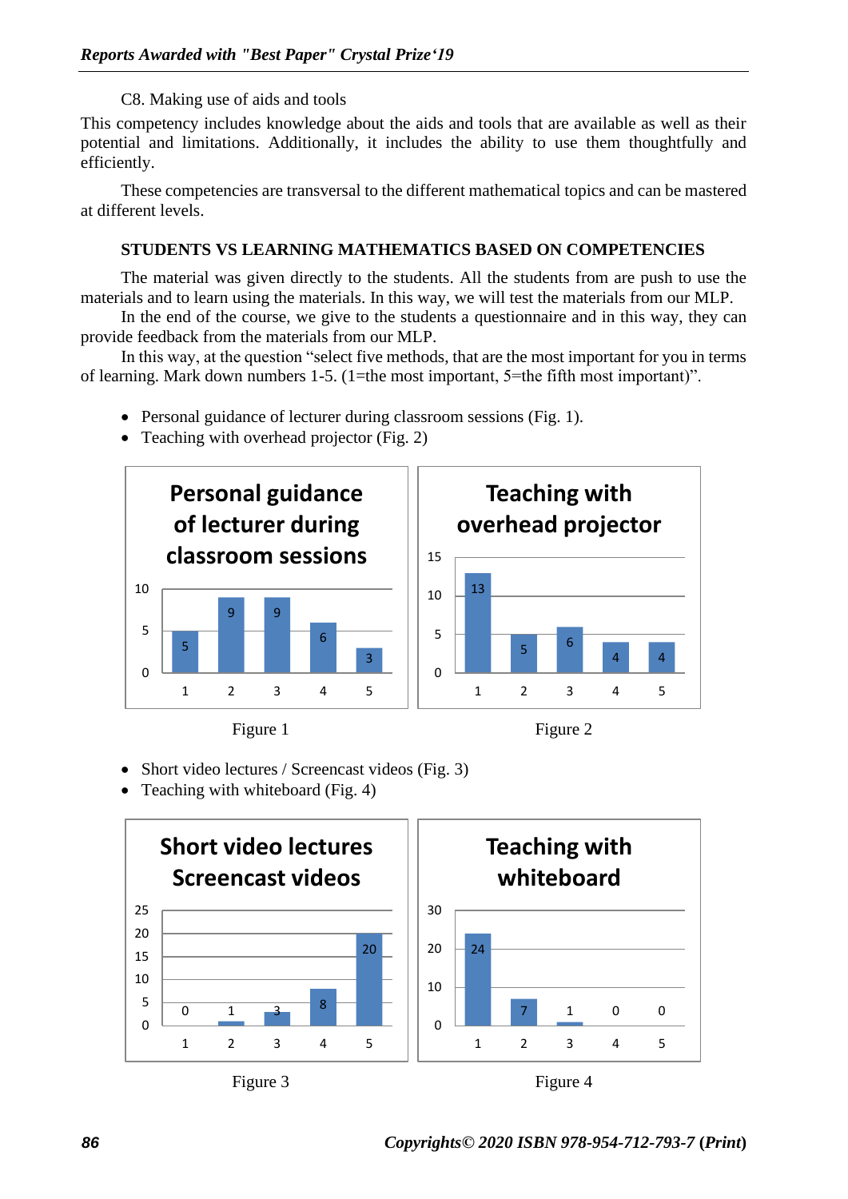C8. Making use of aids and tools

This competency includes knowledge about the aids and tools that are available as well as their potential and limitations. Additionally, it includes the ability to use them thoughtfully and efficiently.

These competencies are transversal to the different mathematical topics and can be mastered at different levels.

## STUDENTS VS LEARNING MATHEMATICS BASED ON COMPETENCIES

The material was given directly to the students. All the students from are push to use the materials and to learn using the materials. In this way, we will test the materials from our MLP.

In the end of the course, we give to the students a questionnaire and in this way, they can provide feedback from the materials from our MLP.

In this way, at the question "select five methods, that are the most important for you in terms of learning. Mark down numbers 1-5. (1=the most important, 5=the fifth most important)".

- Personal guidance of lecturer during classroom sessions (Fig. 1).
- Teaching with overhead projector (Fig. 2)

**Personal guidance of lecturer during classroom sessions**

| 1 | 2 | 3 | 4 | 5 |
|---|---|---|---|---|
| 5 | 9 | 9 | 6 | 3 |

Figure 1

**Teaching with overhead projector**

| 1 | 2 | 3 | 4 | 5 |
|---|---|---|---|---|
| 13 | 5 | 6 | 4 | 4 |

Figure 2

- Short video lectures / Screencast videos (Fig. 3)
- Teaching with whiteboard (Fig. 4)

**Short video lectures Screencast videos**

| 1 | 2 | 3 | 4 | 5 |
|---|---|---|---|---|
| 0 | 1 | 3 | 8 | 20 |

Figure 3

**Teaching with whiteboard**

| 1 | 2 | 3 | 4 | 5 |
|---|---|---|---|---|
| 24 | 7 | 1 | 0 | 0 |

Figure 4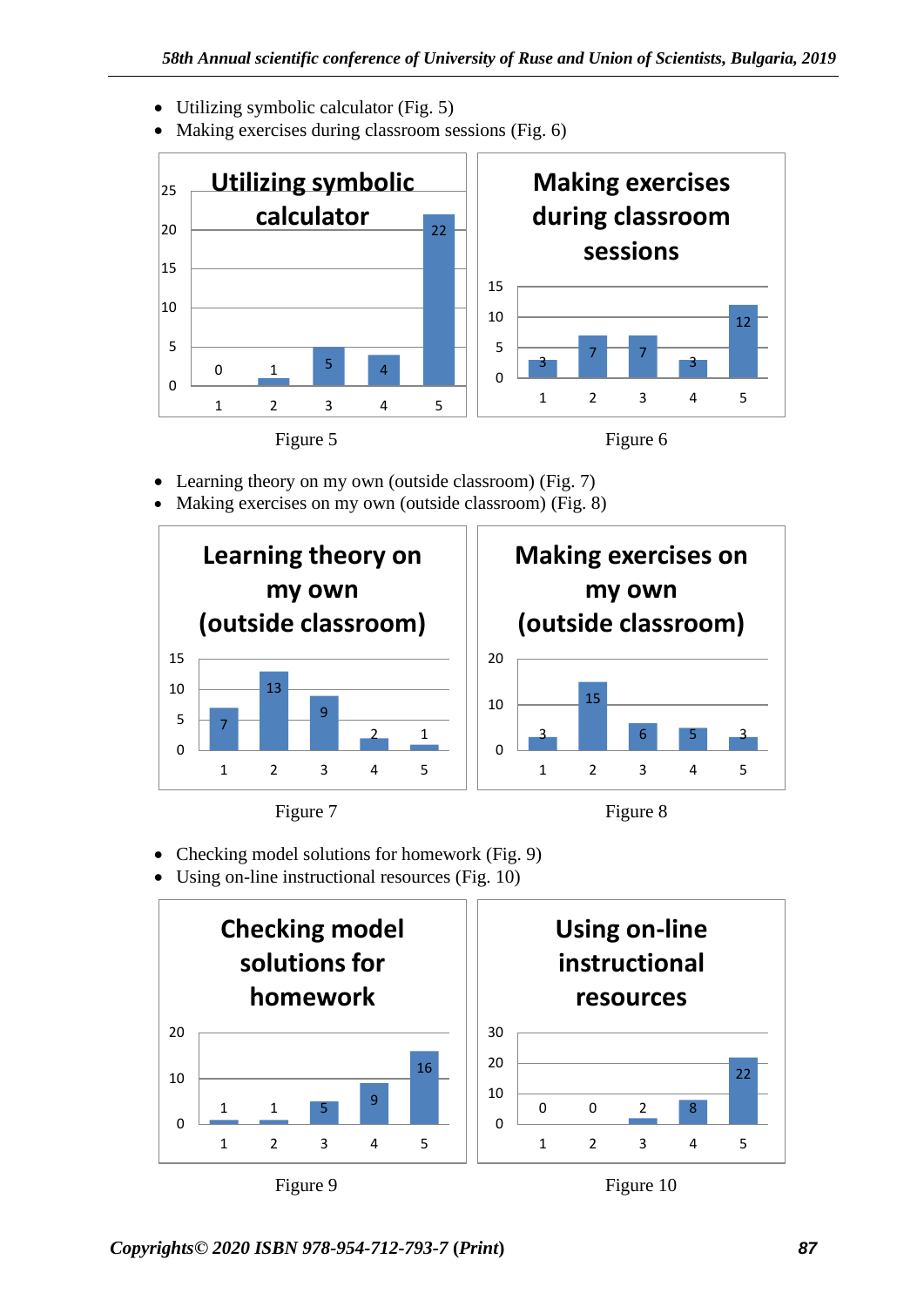- Utilizing symbolic calculator (Fig. 5)
- Making exercises during classroom sessions (Fig. 6)

Figure 5

Figure 6

- Learning theory on my own (outside classroom) (Fig. 7)
- Making exercises on my own (outside classroom) (Fig. 8)

Figure 7

Figure 8

- Checking model solutions for homework (Fig. 9)
- Using on-line instructional resources (Fig. 10)

Figure 9

Figure 10

*Copyrights© 2020 ISBN 978-954-712-793-7 (Print)*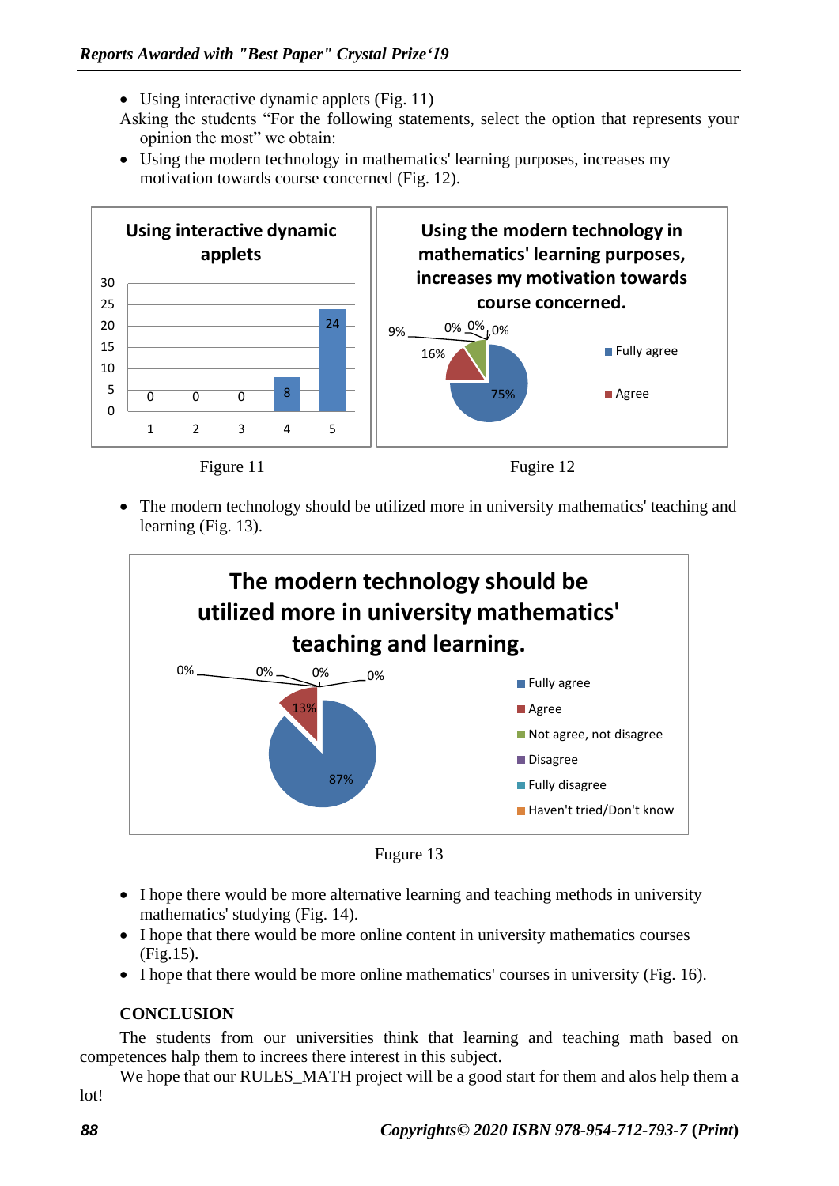- Using interactive dynamic applets (Fig. 11)

Asking the students "For the following statements, select the option that represents your opinion the most" we obtain:

- Using the modern technology in mathematics' learning purposes, increases my motivation towards course concerned (Fig. 12).

Figure 11

Fugire 12

- The modern technology should be utilized more in university mathematics' teaching and learning (Fig. 13).

Fugure 13

- I hope there would be more alternative learning and teaching methods in university mathematics' studying (Fig. 14).
- I hope that there would be more online content in university mathematics courses (Fig.15).
- I hope that there would be more online mathematics' courses in university (Fig. 16).

**CONCLUSION**

The students from our universities think that learning and teaching math based on competences halp them to increes there interest in this subject.

We hope that our RULES_MATH project will be a good start for them and alos help them a lot!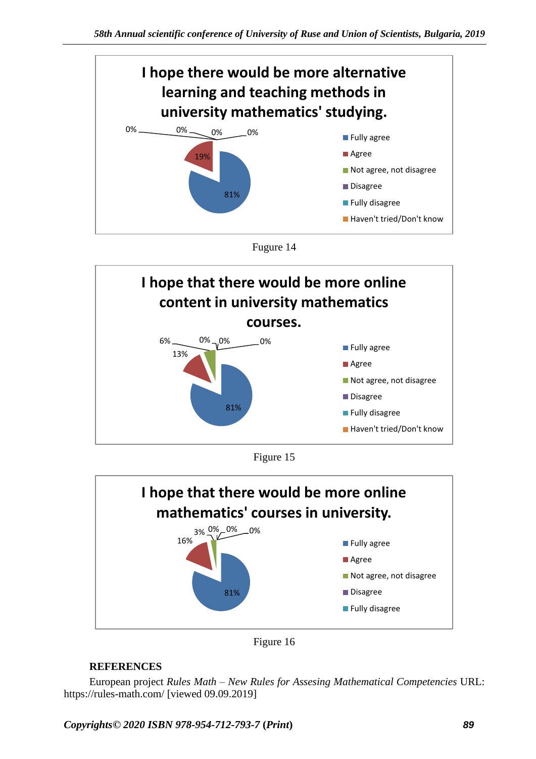I hope there would be more alternative learning and teaching methods in university mathematics' studying.

0%
0%
0%
0%
19%
81%

Fully agree
Agree
Not agree, not disagree
Disagree
Fully disagree
Haven't tried/Don't know

Fugure 14

I hope that there would be more online content in university mathematics courses.

6%
0%
0%
0%
13%
81%

Fully agree
Agree
Not agree, not disagree
Disagree
Fully disagree
Haven't tried/Don't know

Figure 15

I hope that there would be more online mathematics' courses in university.

3%
0%
0%
0%
16%
81%

Fully agree
Agree
Not agree, not disagree
Disagree
Fully disagree

Figure 16

**REFERENCES**

European project *Rules Math – New Rules for Assesing Mathematical Competencies* URL: https://rules-math.com/ [viewed 09.09.2019]